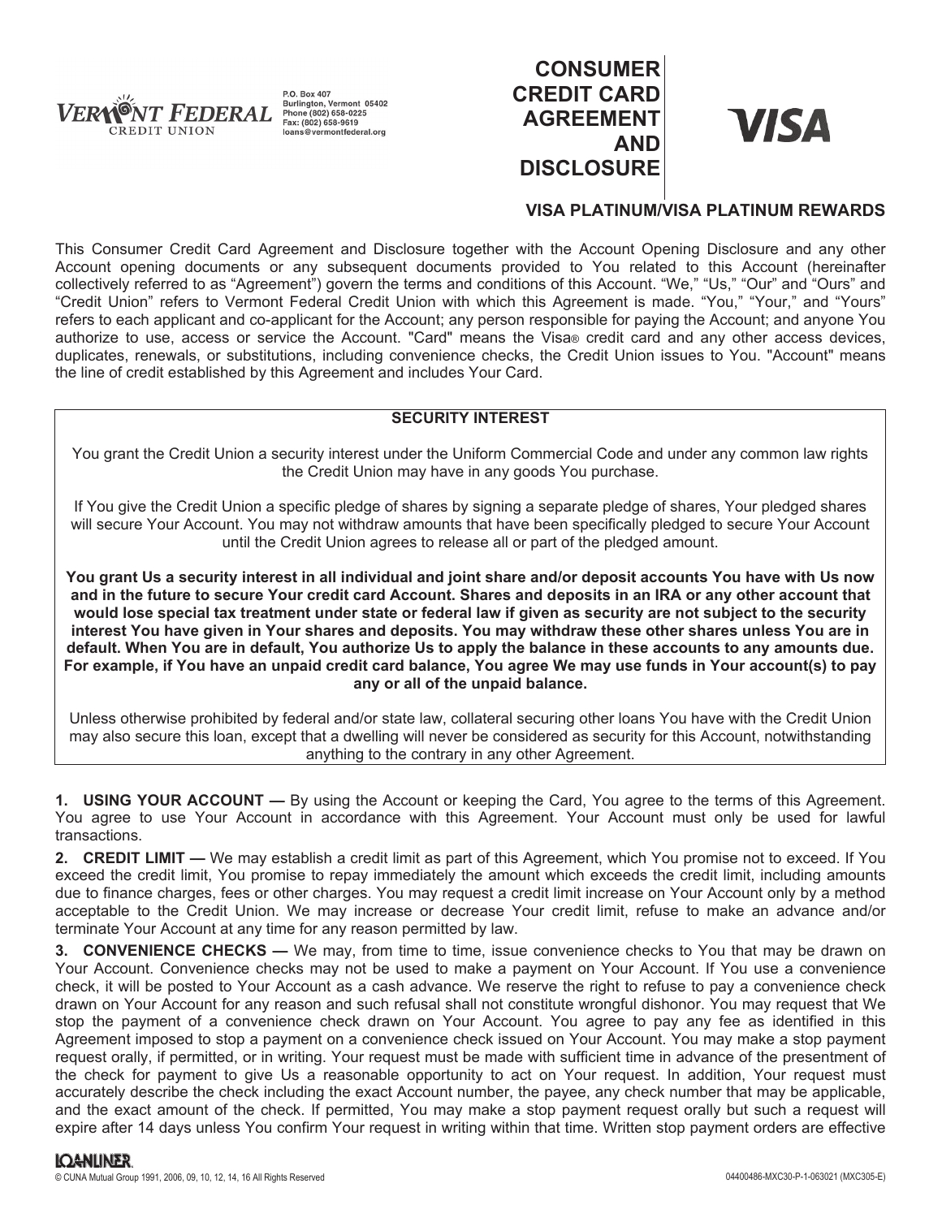**VERMONT FEDERAL CREDIT UNION**

P.O. Box 407
Burlington, Vermont 05402
Phone (802) 658-0225
Fax: (802) 658-9619
loans@vermontfederal.org

# CONSUMER CREDIT CARD AGREEMENT AND DISCLOSURE

**VISA**

## VISA PLATINUM/VISA PLATINUM REWARDS

This Consumer Credit Card Agreement and Disclosure together with the Account Opening Disclosure and any other Account opening documents or any subsequent documents provided to You related to this Account (hereinafter collectively referred to as "Agreement") govern the terms and conditions of this Account. "We," "Us," "Our" and "Ours" and "Credit Union" refers to Vermont Federal Credit Union with which this Agreement is made. "You," "Your," and "Yours" refers to each applicant and co-applicant for the Account; any person responsible for paying the Account; and anyone You authorize to use, access or service the Account. "Card" means the Visa® credit card and any other access devices, duplicates, renewals, or substitutions, including convenience checks, the Credit Union issues to You. "Account" means the line of credit established by this Agreement and includes Your Card.

**SECURITY INTEREST**

You grant the Credit Union a security interest under the Uniform Commercial Code and under any common law rights the Credit Union may have in any goods You purchase.

If You give the Credit Union a specific pledge of shares by signing a separate pledge of shares, Your pledged shares will secure Your Account. You may not withdraw amounts that have been specifically pledged to secure Your Account until the Credit Union agrees to release all or part of the pledged amount.

**You grant Us a security interest in all individual and joint share and/or deposit accounts You have with Us now and in the future to secure Your credit card Account. Shares and deposits in an IRA or any other account that would lose special tax treatment under state or federal law if given as security are not subject to the security interest You have given in Your shares and deposits. You may withdraw these other shares unless You are in default. When You are in default, You authorize Us to apply the balance in these accounts to any amounts due. For example, if You have an unpaid credit card balance, You agree We may use funds in Your account(s) to pay any or all of the unpaid balance.**

Unless otherwise prohibited by federal and/or state law, collateral securing other loans You have with the Credit Union may also secure this loan, except that a dwelling will never be considered as security for this Account, notwithstanding anything to the contrary in any other Agreement.

**1. USING YOUR ACCOUNT —** By using the Account or keeping the Card, You agree to the terms of this Agreement. You agree to use Your Account in accordance with this Agreement. Your Account must only be used for lawful transactions.

**2. CREDIT LIMIT —** We may establish a credit limit as part of this Agreement, which You promise not to exceed. If You exceed the credit limit, You promise to repay immediately the amount which exceeds the credit limit, including amounts due to finance charges, fees or other charges. You may request a credit limit increase on Your Account only by a method acceptable to the Credit Union. We may increase or decrease Your credit limit, refuse to make an advance and/or terminate Your Account at any time for any reason permitted by law.

**3. CONVENIENCE CHECKS —** We may, from time to time, issue convenience checks to You that may be drawn on Your Account. Convenience checks may not be used to make a payment on Your Account. If You use a convenience check, it will be posted to Your Account as a cash advance. We reserve the right to refuse to pay a convenience check drawn on Your Account for any reason and such refusal shall not constitute wrongful dishonor. You may request that We stop the payment of a convenience check drawn on Your Account. You agree to pay any fee as identified in this Agreement imposed to stop a payment on a convenience check issued on Your Account. You may make a stop payment request orally, if permitted, or in writing. Your request must be made with sufficient time in advance of the presentment of the check for payment to give Us a reasonable opportunity to act on Your request. In addition, Your request must accurately describe the check including the exact Account number, the payee, any check number that may be applicable, and the exact amount of the check. If permitted, You may make a stop payment request orally but such a request will expire after 14 days unless You confirm Your request in writing within that time. Written stop payment orders are effective

LOANLINER.
© CUNA Mutual Group 1991, 2006, 09, 10, 12, 14, 16 All Rights Reserved

04400486-MXC30-P-1-063021 (MXC305-E)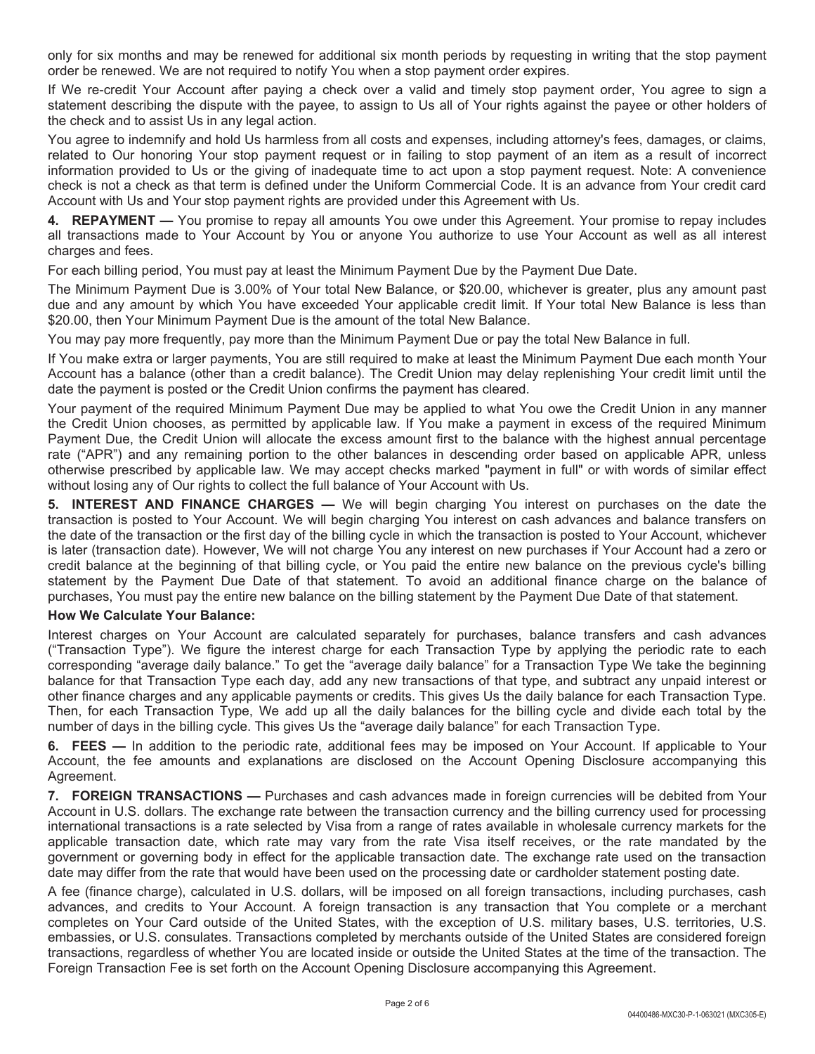only for six months and may be renewed for additional six month periods by requesting in writing that the stop payment order be renewed. We are not required to notify You when a stop payment order expires.

If We re-credit Your Account after paying a check over a valid and timely stop payment order, You agree to sign a statement describing the dispute with the payee, to assign to Us all of Your rights against the payee or other holders of the check and to assist Us in any legal action.

You agree to indemnify and hold Us harmless from all costs and expenses, including attorney's fees, damages, or claims, related to Our honoring Your stop payment request or in failing to stop payment of an item as a result of incorrect information provided to Us or the giving of inadequate time to act upon a stop payment request. Note: A convenience check is not a check as that term is defined under the Uniform Commercial Code. It is an advance from Your credit card Account with Us and Your stop payment rights are provided under this Agreement with Us.

**4. REPAYMENT —** You promise to repay all amounts You owe under this Agreement. Your promise to repay includes all transactions made to Your Account by You or anyone You authorize to use Your Account as well as all interest charges and fees.

For each billing period, You must pay at least the Minimum Payment Due by the Payment Due Date.

The Minimum Payment Due is 3.00% of Your total New Balance, or $20.00, whichever is greater, plus any amount past due and any amount by which You have exceeded Your applicable credit limit. If Your total New Balance is less than $20.00, then Your Minimum Payment Due is the amount of the total New Balance.

You may pay more frequently, pay more than the Minimum Payment Due or pay the total New Balance in full.

If You make extra or larger payments, You are still required to make at least the Minimum Payment Due each month Your Account has a balance (other than a credit balance). The Credit Union may delay replenishing Your credit limit until the date the payment is posted or the Credit Union confirms the payment has cleared.

Your payment of the required Minimum Payment Due may be applied to what You owe the Credit Union in any manner the Credit Union chooses, as permitted by applicable law. If You make a payment in excess of the required Minimum Payment Due, the Credit Union will allocate the excess amount first to the balance with the highest annual percentage rate ("APR") and any remaining portion to the other balances in descending order based on applicable APR, unless otherwise prescribed by applicable law. We may accept checks marked "payment in full" or with words of similar effect without losing any of Our rights to collect the full balance of Your Account with Us.

**5. INTEREST AND FINANCE CHARGES —** We will begin charging You interest on purchases on the date the transaction is posted to Your Account. We will begin charging You interest on cash advances and balance transfers on the date of the transaction or the first day of the billing cycle in which the transaction is posted to Your Account, whichever is later (transaction date). However, We will not charge You any interest on new purchases if Your Account had a zero or credit balance at the beginning of that billing cycle, or You paid the entire new balance on the previous cycle's billing statement by the Payment Due Date of that statement. To avoid an additional finance charge on the balance of purchases, You must pay the entire new balance on the billing statement by the Payment Due Date of that statement.

**How We Calculate Your Balance:**

Interest charges on Your Account are calculated separately for purchases, balance transfers and cash advances ("Transaction Type"). We figure the interest charge for each Transaction Type by applying the periodic rate to each corresponding "average daily balance." To get the "average daily balance" for a Transaction Type We take the beginning balance for that Transaction Type each day, add any new transactions of that type, and subtract any unpaid interest or other finance charges and any applicable payments or credits. This gives Us the daily balance for each Transaction Type. Then, for each Transaction Type, We add up all the daily balances for the billing cycle and divide each total by the number of days in the billing cycle. This gives Us the "average daily balance" for each Transaction Type.

**6. FEES —** In addition to the periodic rate, additional fees may be imposed on Your Account. If applicable to Your Account, the fee amounts and explanations are disclosed on the Account Opening Disclosure accompanying this Agreement.

**7. FOREIGN TRANSACTIONS —** Purchases and cash advances made in foreign currencies will be debited from Your Account in U.S. dollars. The exchange rate between the transaction currency and the billing currency used for processing international transactions is a rate selected by Visa from a range of rates available in wholesale currency markets for the applicable transaction date, which rate may vary from the rate Visa itself receives, or the rate mandated by the government or governing body in effect for the applicable transaction date. The exchange rate used on the transaction date may differ from the rate that would have been used on the processing date or cardholder statement posting date.

A fee (finance charge), calculated in U.S. dollars, will be imposed on all foreign transactions, including purchases, cash advances, and credits to Your Account. A foreign transaction is any transaction that You complete or a merchant completes on Your Card outside of the United States, with the exception of U.S. military bases, U.S. territories, U.S. embassies, or U.S. consulates. Transactions completed by merchants outside of the United States are considered foreign transactions, regardless of whether You are located inside or outside the United States at the time of the transaction. The Foreign Transaction Fee is set forth on the Account Opening Disclosure accompanying this Agreement.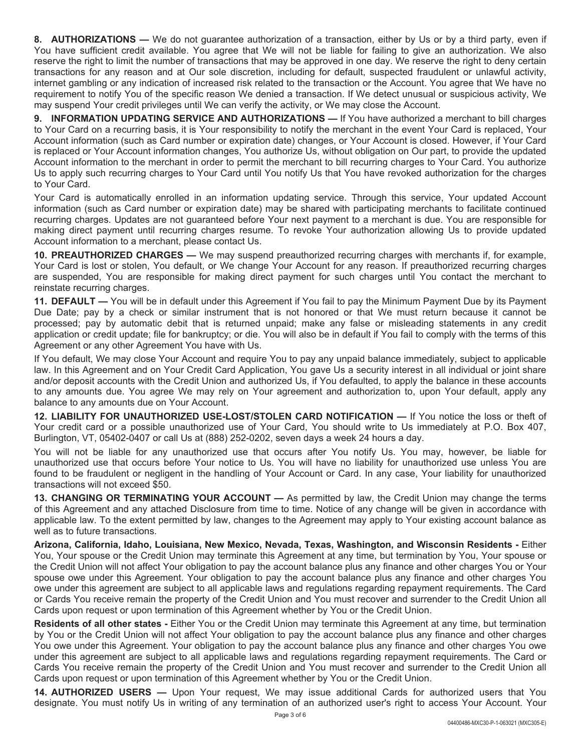**8. AUTHORIZATIONS —** We do not guarantee authorization of a transaction, either by Us or by a third party, even if You have sufficient credit available. You agree that We will not be liable for failing to give an authorization. We also reserve the right to limit the number of transactions that may be approved in one day. We reserve the right to deny certain transactions for any reason and at Our sole discretion, including for default, suspected fraudulent or unlawful activity, internet gambling or any indication of increased risk related to the transaction or the Account. You agree that We have no requirement to notify You of the specific reason We denied a transaction. If We detect unusual or suspicious activity, We may suspend Your credit privileges until We can verify the activity, or We may close the Account.

**9. INFORMATION UPDATING SERVICE AND AUTHORIZATIONS —** If You have authorized a merchant to bill charges to Your Card on a recurring basis, it is Your responsibility to notify the merchant in the event Your Card is replaced, Your Account information (such as Card number or expiration date) changes, or Your Account is closed. However, if Your Card is replaced or Your Account information changes, You authorize Us, without obligation on Our part, to provide the updated Account information to the merchant in order to permit the merchant to bill recurring charges to Your Card. You authorize Us to apply such recurring charges to Your Card until You notify Us that You have revoked authorization for the charges to Your Card.

Your Card is automatically enrolled in an information updating service. Through this service, Your updated Account information (such as Card number or expiration date) may be shared with participating merchants to facilitate continued recurring charges. Updates are not guaranteed before Your next payment to a merchant is due. You are responsible for making direct payment until recurring charges resume. To revoke Your authorization allowing Us to provide updated Account information to a merchant, please contact Us.

**10. PREAUTHORIZED CHARGES —** We may suspend preauthorized recurring charges with merchants if, for example, Your Card is lost or stolen, You default, or We change Your Account for any reason. If preauthorized recurring charges are suspended, You are responsible for making direct payment for such charges until You contact the merchant to reinstate recurring charges.

**11. DEFAULT —** You will be in default under this Agreement if You fail to pay the Minimum Payment Due by its Payment Due Date; pay by a check or similar instrument that is not honored or that We must return because it cannot be processed; pay by automatic debit that is returned unpaid; make any false or misleading statements in any credit application or credit update; file for bankruptcy; or die. You will also be in default if You fail to comply with the terms of this Agreement or any other Agreement You have with Us.

If You default, We may close Your Account and require You to pay any unpaid balance immediately, subject to applicable law. In this Agreement and on Your Credit Card Application, You gave Us a security interest in all individual or joint share and/or deposit accounts with the Credit Union and authorized Us, if You defaulted, to apply the balance in these accounts to any amounts due. You agree We may rely on Your agreement and authorization to, upon Your default, apply any balance to any amounts due on Your Account.

**12. LIABILITY FOR UNAUTHORIZED USE-LOST/STOLEN CARD NOTIFICATION —** If You notice the loss or theft of Your credit card or a possible unauthorized use of Your Card, You should write to Us immediately at P.O. Box 407, Burlington, VT, 05402-0407 or call Us at (888) 252-0202, seven days a week 24 hours a day.

You will not be liable for any unauthorized use that occurs after You notify Us. You may, however, be liable for unauthorized use that occurs before Your notice to Us. You will have no liability for unauthorized use unless You are found to be fraudulent or negligent in the handling of Your Account or Card. In any case, Your liability for unauthorized transactions will not exceed $50.

**13. CHANGING OR TERMINATING YOUR ACCOUNT —** As permitted by law, the Credit Union may change the terms of this Agreement and any attached Disclosure from time to time. Notice of any change will be given in accordance with applicable law. To the extent permitted by law, changes to the Agreement may apply to Your existing account balance as well as to future transactions.

**Arizona, California, Idaho, Louisiana, New Mexico, Nevada, Texas, Washington, and Wisconsin Residents -** Either You, Your spouse or the Credit Union may terminate this Agreement at any time, but termination by You, Your spouse or the Credit Union will not affect Your obligation to pay the account balance plus any finance and other charges You or Your spouse owe under this Agreement. Your obligation to pay the account balance plus any finance and other charges You owe under this agreement are subject to all applicable laws and regulations regarding repayment requirements. The Card or Cards You receive remain the property of the Credit Union and You must recover and surrender to the Credit Union all Cards upon request or upon termination of this Agreement whether by You or the Credit Union.

**Residents of all other states -** Either You or the Credit Union may terminate this Agreement at any time, but termination by You or the Credit Union will not affect Your obligation to pay the account balance plus any finance and other charges You owe under this Agreement. Your obligation to pay the account balance plus any finance and other charges You owe under this agreement are subject to all applicable laws and regulations regarding repayment requirements. The Card or Cards You receive remain the property of the Credit Union and You must recover and surrender to the Credit Union all Cards upon request or upon termination of this Agreement whether by You or the Credit Union.

**14. AUTHORIZED USERS —** Upon Your request, We may issue additional Cards for authorized users that You designate. You must notify Us in writing of any termination of an authorized user's right to access Your Account. Your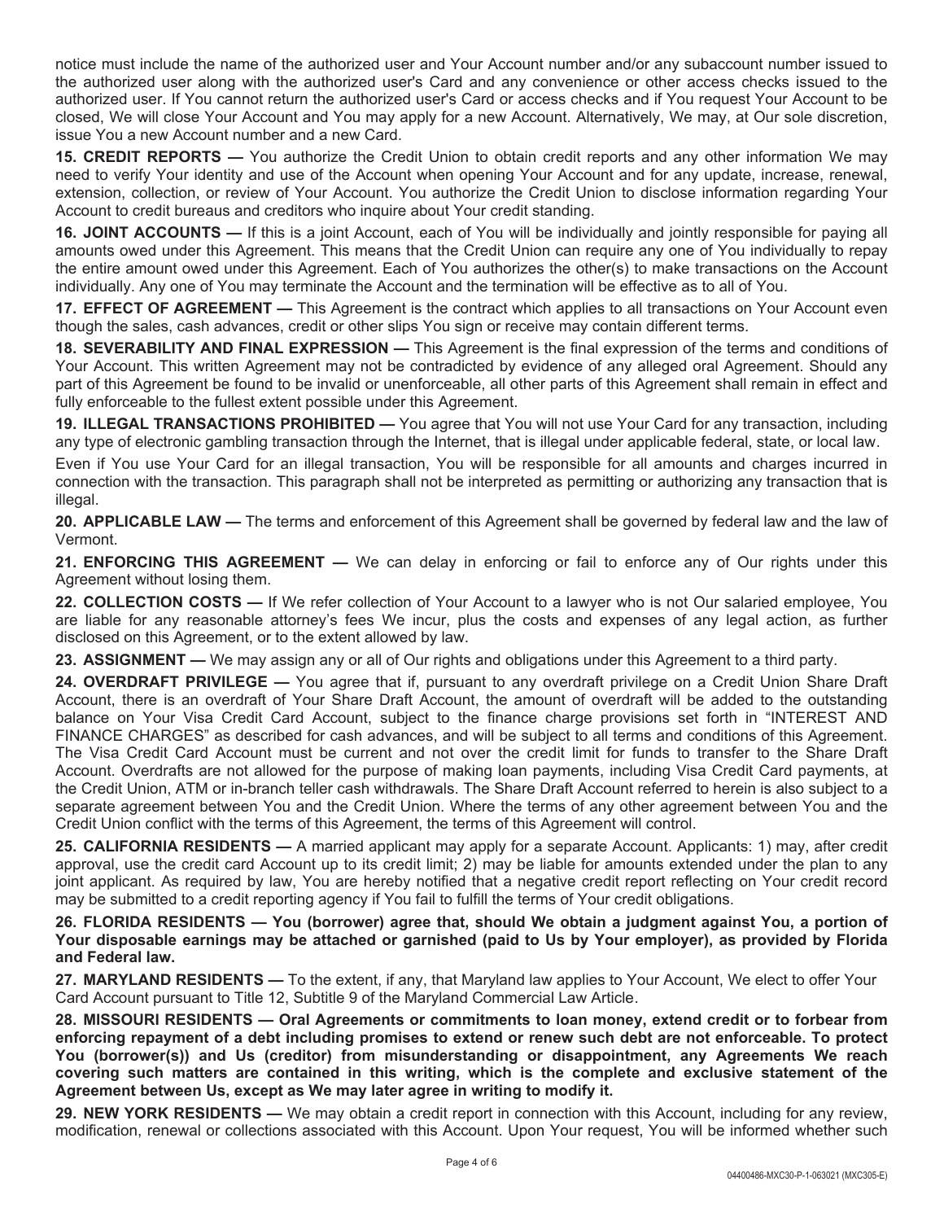notice must include the name of the authorized user and Your Account number and/or any subaccount number issued to the authorized user along with the authorized user's Card and any convenience or other access checks issued to the authorized user. If You cannot return the authorized user's Card or access checks and if You request Your Account to be closed, We will close Your Account and You may apply for a new Account. Alternatively, We may, at Our sole discretion, issue You a new Account number and a new Card.

**15. CREDIT REPORTS —** You authorize the Credit Union to obtain credit reports and any other information We may need to verify Your identity and use of the Account when opening Your Account and for any update, increase, renewal, extension, collection, or review of Your Account. You authorize the Credit Union to disclose information regarding Your Account to credit bureaus and creditors who inquire about Your credit standing.

**16. JOINT ACCOUNTS —** If this is a joint Account, each of You will be individually and jointly responsible for paying all amounts owed under this Agreement. This means that the Credit Union can require any one of You individually to repay the entire amount owed under this Agreement. Each of You authorizes the other(s) to make transactions on the Account individually. Any one of You may terminate the Account and the termination will be effective as to all of You.

**17. EFFECT OF AGREEMENT —** This Agreement is the contract which applies to all transactions on Your Account even though the sales, cash advances, credit or other slips You sign or receive may contain different terms.

**18. SEVERABILITY AND FINAL EXPRESSION —** This Agreement is the final expression of the terms and conditions of Your Account. This written Agreement may not be contradicted by evidence of any alleged oral Agreement. Should any part of this Agreement be found to be invalid or unenforceable, all other parts of this Agreement shall remain in effect and fully enforceable to the fullest extent possible under this Agreement.

**19. ILLEGAL TRANSACTIONS PROHIBITED —** You agree that You will not use Your Card for any transaction, including any type of electronic gambling transaction through the Internet, that is illegal under applicable federal, state, or local law.

Even if You use Your Card for an illegal transaction, You will be responsible for all amounts and charges incurred in connection with the transaction. This paragraph shall not be interpreted as permitting or authorizing any transaction that is illegal.

**20. APPLICABLE LAW —** The terms and enforcement of this Agreement shall be governed by federal law and the law of Vermont.

**21. ENFORCING THIS AGREEMENT —** We can delay in enforcing or fail to enforce any of Our rights under this Agreement without losing them.

**22. COLLECTION COSTS —** If We refer collection of Your Account to a lawyer who is not Our salaried employee, You are liable for any reasonable attorney's fees We incur, plus the costs and expenses of any legal action, as further disclosed on this Agreement, or to the extent allowed by law.

**23. ASSIGNMENT —** We may assign any or all of Our rights and obligations under this Agreement to a third party.

**24. OVERDRAFT PRIVILEGE —** You agree that if, pursuant to any overdraft privilege on a Credit Union Share Draft Account, there is an overdraft of Your Share Draft Account, the amount of overdraft will be added to the outstanding balance on Your Visa Credit Card Account, subject to the finance charge provisions set forth in "INTEREST AND FINANCE CHARGES" as described for cash advances, and will be subject to all terms and conditions of this Agreement. The Visa Credit Card Account must be current and not over the credit limit for funds to transfer to the Share Draft Account. Overdrafts are not allowed for the purpose of making loan payments, including Visa Credit Card payments, at the Credit Union, ATM or in-branch teller cash withdrawals. The Share Draft Account referred to herein is also subject to a separate agreement between You and the Credit Union. Where the terms of any other agreement between You and the Credit Union conflict with the terms of this Agreement, the terms of this Agreement will control.

**25. CALIFORNIA RESIDENTS —** A married applicant may apply for a separate Account. Applicants: 1) may, after credit approval, use the credit card Account up to its credit limit; 2) may be liable for amounts extended under the plan to any joint applicant. As required by law, You are hereby notified that a negative credit report reflecting on Your credit record may be submitted to a credit reporting agency if You fail to fulfill the terms of Your credit obligations.

**26. FLORIDA RESIDENTS — You (borrower) agree that, should We obtain a judgment against You, a portion of Your disposable earnings may be attached or garnished (paid to Us by Your employer), as provided by Florida and Federal law.**

**27. MARYLAND RESIDENTS —** To the extent, if any, that Maryland law applies to Your Account, We elect to offer Your Card Account pursuant to Title 12, Subtitle 9 of the Maryland Commercial Law Article.

**28. MISSOURI RESIDENTS — Oral Agreements or commitments to loan money, extend credit or to forbear from enforcing repayment of a debt including promises to extend or renew such debt are not enforceable. To protect You (borrower(s)) and Us (creditor) from misunderstanding or disappointment, any Agreements We reach covering such matters are contained in this writing, which is the complete and exclusive statement of the Agreement between Us, except as We may later agree in writing to modify it.**

**29. NEW YORK RESIDENTS —** We may obtain a credit report in connection with this Account, including for any review, modification, renewal or collections associated with this Account. Upon Your request, You will be informed whether such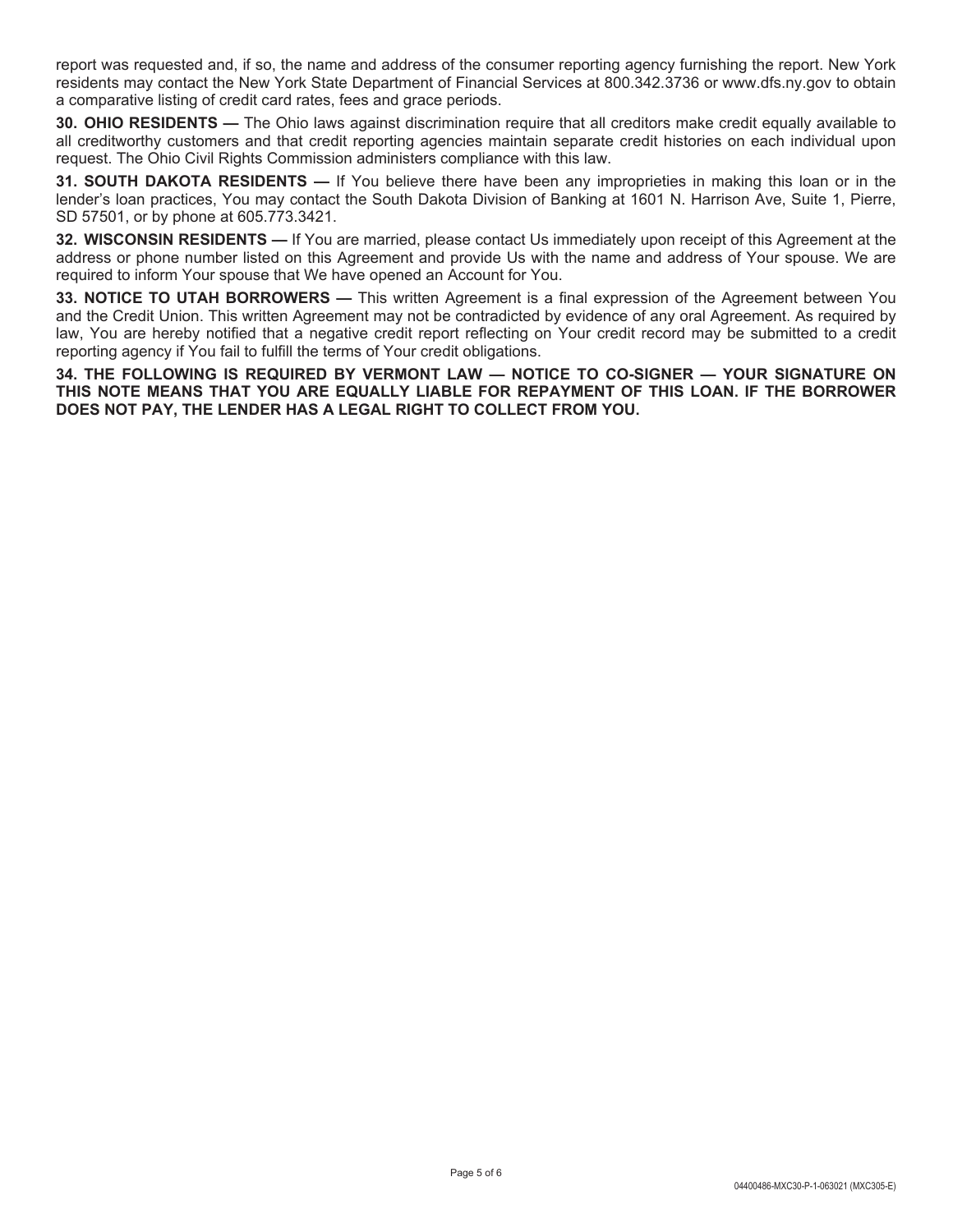report was requested and, if so, the name and address of the consumer reporting agency furnishing the report. New York residents may contact the New York State Department of Financial Services at 800.342.3736 or www.dfs.ny.gov to obtain a comparative listing of credit card rates, fees and grace periods.

**30. OHIO RESIDENTS —** The Ohio laws against discrimination require that all creditors make credit equally available to all creditworthy customers and that credit reporting agencies maintain separate credit histories on each individual upon request. The Ohio Civil Rights Commission administers compliance with this law.

**31. SOUTH DAKOTA RESIDENTS —** If You believe there have been any improprieties in making this loan or in the lender's loan practices, You may contact the South Dakota Division of Banking at 1601 N. Harrison Ave, Suite 1, Pierre, SD 57501, or by phone at 605.773.3421.

**32. WISCONSIN RESIDENTS —** If You are married, please contact Us immediately upon receipt of this Agreement at the address or phone number listed on this Agreement and provide Us with the name and address of Your spouse. We are required to inform Your spouse that We have opened an Account for You.

**33. NOTICE TO UTAH BORROWERS —** This written Agreement is a final expression of the Agreement between You and the Credit Union. This written Agreement may not be contradicted by evidence of any oral Agreement. As required by law, You are hereby notified that a negative credit report reflecting on Your credit record may be submitted to a credit reporting agency if You fail to fulfill the terms of Your credit obligations.

**34. THE FOLLOWING IS REQUIRED BY VERMONT LAW — NOTICE TO CO-SIGNER — YOUR SIGNATURE ON THIS NOTE MEANS THAT YOU ARE EQUALLY LIABLE FOR REPAYMENT OF THIS LOAN. IF THE BORROWER DOES NOT PAY, THE LENDER HAS A LEGAL RIGHT TO COLLECT FROM YOU.**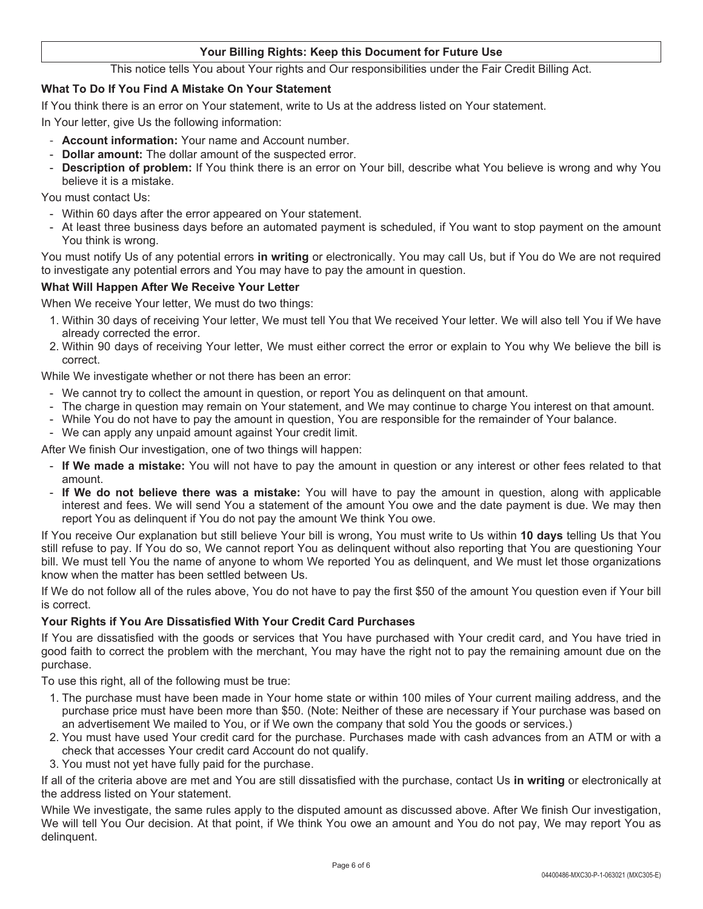## Your Billing Rights: Keep this Document for Future Use

This notice tells You about Your rights and Our responsibilities under the Fair Credit Billing Act.

### What To Do If You Find A Mistake On Your Statement

If You think there is an error on Your statement, write to Us at the address listed on Your statement.

In Your letter, give Us the following information:

- **Account information:** Your name and Account number.
- **Dollar amount:** The dollar amount of the suspected error.
- **Description of problem:** If You think there is an error on Your bill, describe what You believe is wrong and why You believe it is a mistake.

You must contact Us:

- Within 60 days after the error appeared on Your statement.
- At least three business days before an automated payment is scheduled, if You want to stop payment on the amount You think is wrong.

You must notify Us of any potential errors **in writing** or electronically. You may call Us, but if You do We are not required to investigate any potential errors and You may have to pay the amount in question.

### What Will Happen After We Receive Your Letter

When We receive Your letter, We must do two things:

1. Within 30 days of receiving Your letter, We must tell You that We received Your letter. We will also tell You if We have already corrected the error.
2. Within 90 days of receiving Your letter, We must either correct the error or explain to You why We believe the bill is correct.

While We investigate whether or not there has been an error:

- We cannot try to collect the amount in question, or report You as delinquent on that amount.
- The charge in question may remain on Your statement, and We may continue to charge You interest on that amount.
- While You do not have to pay the amount in question, You are responsible for the remainder of Your balance.
- We can apply any unpaid amount against Your credit limit.

After We finish Our investigation, one of two things will happen:

- **If We made a mistake:** You will not have to pay the amount in question or any interest or other fees related to that amount.
- **If We do not believe there was a mistake:** You will have to pay the amount in question, along with applicable interest and fees. We will send You a statement of the amount You owe and the date payment is due. We may then report You as delinquent if You do not pay the amount We think You owe.

If You receive Our explanation but still believe Your bill is wrong, You must write to Us within **10 days** telling Us that You still refuse to pay. If You do so, We cannot report You as delinquent without also reporting that You are questioning Your bill. We must tell You the name of anyone to whom We reported You as delinquent, and We must let those organizations know when the matter has been settled between Us.

If We do not follow all of the rules above, You do not have to pay the first $50 of the amount You question even if Your bill is correct.

### Your Rights if You Are Dissatisfied With Your Credit Card Purchases

If You are dissatisfied with the goods or services that You have purchased with Your credit card, and You have tried in good faith to correct the problem with the merchant, You may have the right not to pay the remaining amount due on the purchase.

To use this right, all of the following must be true:

1. The purchase must have been made in Your home state or within 100 miles of Your current mailing address, and the purchase price must have been more than $50. (Note: Neither of these are necessary if Your purchase was based on an advertisement We mailed to You, or if We own the company that sold You the goods or services.)
2. You must have used Your credit card for the purchase. Purchases made with cash advances from an ATM or with a check that accesses Your credit card Account do not qualify.
3. You must not yet have fully paid for the purchase.

If all of the criteria above are met and You are still dissatisfied with the purchase, contact Us **in writing** or electronically at the address listed on Your statement.

While We investigate, the same rules apply to the disputed amount as discussed above. After We finish Our investigation, We will tell You Our decision. At that point, if We think You owe an amount and You do not pay, We may report You as delinquent.

04400486-MXC30-P-1-063021 (MXC305-E)